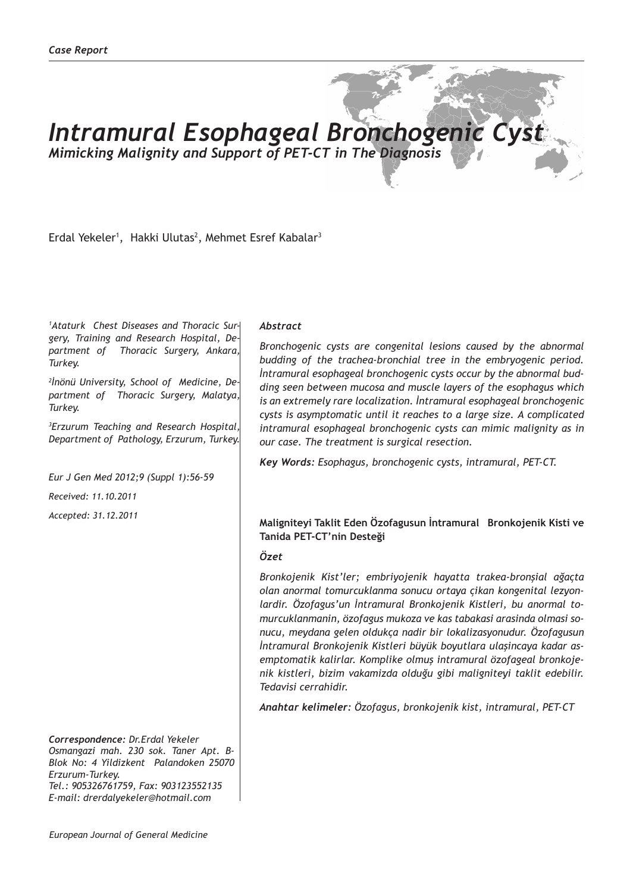*Case Report*

# Intramural Esophageal Bronchogenic Cyst

## *Mimicking Malignity and Support of PET-CT in The Diagnosis*

Erdal Yekeler[1], Hakki Ulutas[2], Mehmet Esref Kabalar[3]

*[1]Ataturk Chest Diseases and Thoracic Surgery, Training and Research Hospital, Department of Thoracic Surgery, Ankara, Turkey.*

*[2]İnönü University, School of Medicine, Department of Thoracic Surgery, Malatya, Turkey.*

*[3]Erzurum Teaching and Research Hospital, Department of Pathology, Erzurum, Turkey.*

*Eur J Gen Med 2012;9 (Suppl 1):56-59*

*Received: 11.10.2011*

*Accepted: 31.12.2011*

***Correspondence:** Dr.Erdal Yekeler*
*Osmangazi mah. 230 sok. Taner Apt. B-Blok No: 4 Yildizkent Palandoken 25070 Erzurum-Turkey.*
*Tel.: 905326761759, Fax: 903123552135*
*E-mail: drerdalyekeler@hotmail.com*

### *Abstract*

*Bronchogenic cysts are congenital lesions caused by the abnormal budding of the trachea-bronchial tree in the embryogenic period. İntramural esophageal bronchogenic cysts occur by the abnormal budding seen between mucosa and muscle layers of the esophagus which is an extremely rare localization. İntramural esophageal bronchogenic cysts is asymptomatic until it reaches to a large size. A complicated intramural esophageal bronchogenic cysts can mimic malignity as in our case. The treatment is surgical resection.*

***Key Words:** Esophagus, bronchogenic cysts, intramural, PET-CT.*

### Maligniteyi Taklit Eden Özofagusun İntramural Bronkojenik Kisti ve Tanida PET-CT'nin Desteği

### *Özet*

*Bronkojenik Kist'ler; embriyojenik hayatta trakea-bronşial ağaçta olan anormal tomurcuklanma sonucu ortaya çıkan kongenital lezyonlardir. Özofagus'un İntramural Bronkojenik Kistleri, bu anormal tomurcuklanmanin, özofagus mukoza ve kas tabakasi arasinda olmasi sonucu, meydana gelen oldukça nadir bir lokalizasyonudur. Özofagusun İntramural Bronkojenik Kistleri büyük boyutlara ulaşincaya kadar asemptomatik kalirlar. Komplike olmuş intramural özofageal bronkojenik kistleri, bizim vakamizda olduğu gibi maligniteyi taklit edebilir. Tedavisi cerrahidir.*

***Anahtar kelimeler:** Özofagus, bronkojenik kist, intramural, PET-CT*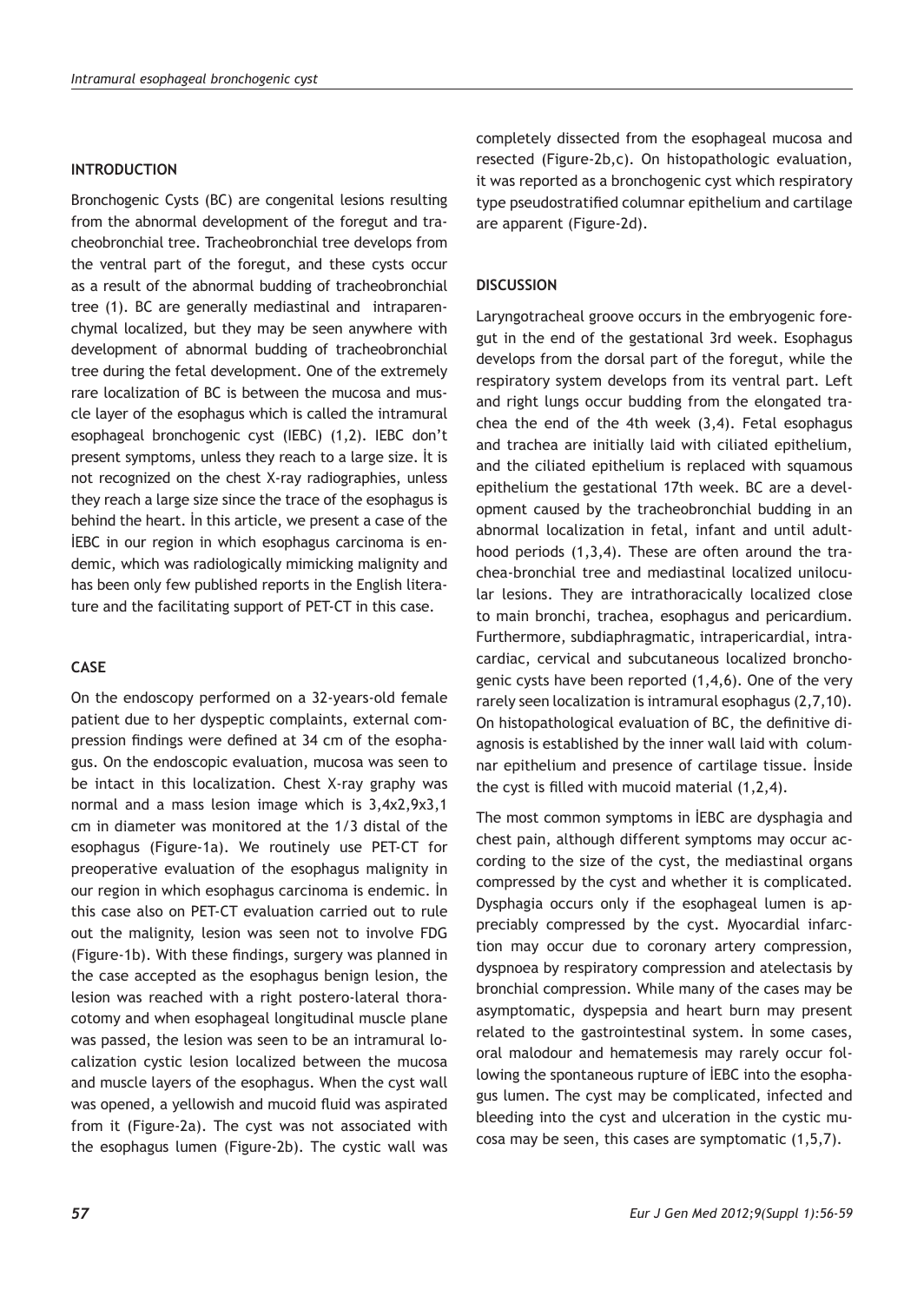## INTRODUCTION

Bronchogenic Cysts (BC) are congenital lesions resulting from the abnormal development of the foregut and tracheobronchial tree. Tracheobronchial tree develops from the ventral part of the foregut, and these cysts occur as a result of the abnormal budding of tracheobronchial tree (1). BC are generally mediastinal and intraparenchymal localized, but they may be seen anywhere with development of abnormal budding of tracheobronchial tree during the fetal development. One of the extremely rare localization of BC is between the mucosa and muscle layer of the esophagus which is called the intramural esophageal bronchogenic cyst (IEBC) (1,2). IEBC don't present symptoms, unless they reach to a large size. İt is not recognized on the chest X-ray radiographies, unless they reach a large size since the trace of the esophagus is behind the heart. İn this article, we present a case of the İEBC in our region in which esophagus carcinoma is endemic, which was radiologically mimicking malignity and has been only few published reports in the English literature and the facilitating support of PET-CT in this case.

## CASE

On the endoscopy performed on a 32-years-old female patient due to her dyspeptic complaints, external compression findings were defined at 34 cm of the esophagus. On the endoscopic evaluation, mucosa was seen to be intact in this localization. Chest X-ray graphy was normal and a mass lesion image which is 3,4x2,9x3,1 cm in diameter was monitored at the 1/3 distal of the esophagus (Figure-1a). We routinely use PET-CT for preoperative evaluation of the esophagus malignity in our region in which esophagus carcinoma is endemic. İn this case also on PET-CT evaluation carried out to rule out the malignity, lesion was seen not to involve FDG (Figure-1b). With these findings, surgery was planned in the case accepted as the esophagus benign lesion, the lesion was reached with a right postero-lateral thoracotomy and when esophageal longitudinal muscle plane was passed, the lesion was seen to be an intramural localization cystic lesion localized between the mucosa and muscle layers of the esophagus. When the cyst wall was opened, a yellowish and mucoid fluid was aspirated from it (Figure-2a). The cyst was not associated with the esophagus lumen (Figure-2b). The cystic wall was completely dissected from the esophageal mucosa and resected (Figure-2b,c). On histopathologic evaluation, it was reported as a bronchogenic cyst which respiratory type pseudostratified columnar epithelium and cartilage are apparent (Figure-2d).

## DISCUSSION

Laryngotracheal groove occurs in the embryogenic foregut in the end of the gestational 3rd week. Esophagus develops from the dorsal part of the foregut, while the respiratory system develops from its ventral part. Left and right lungs occur budding from the elongated trachea the end of the 4th week (3,4). Fetal esophagus and trachea are initially laid with ciliated epithelium, and the ciliated epithelium is replaced with squamous epithelium the gestational 17th week. BC are a development caused by the tracheobronchial budding in an abnormal localization in fetal, infant and until adulthood periods (1,3,4). These are often around the trachea-bronchial tree and mediastinal localized unilocular lesions. They are intrathoracically localized close to main bronchi, trachea, esophagus and pericardium. Furthermore, subdiaphragmatic, intrapericardial, intracardiac, cervical and subcutaneous localized bronchogenic cysts have been reported (1,4,6). One of the very rarely seen localization is intramural esophagus (2,7,10). On histopathological evaluation of BC, the definitive diagnosis is established by the inner wall laid with columnar epithelium and presence of cartilage tissue. İnside the cyst is filled with mucoid material (1,2,4).

The most common symptoms in İEBC are dysphagia and chest pain, although different symptoms may occur according to the size of the cyst, the mediastinal organs compressed by the cyst and whether it is complicated. Dysphagia occurs only if the esophageal lumen is appreciably compressed by the cyst. Myocardial infarction may occur due to coronary artery compression, dyspnoea by respiratory compression and atelectasis by bronchial compression. While many of the cases may be asymptomatic, dyspepsia and heart burn may present related to the gastrointestinal system. İn some cases, oral malodour and hematemesis may rarely occur following the spontaneous rupture of İEBC into the esophagus lumen. The cyst may be complicated, infected and bleeding into the cyst and ulceration in the cystic mucosa may be seen, this cases are symptomatic (1,5,7).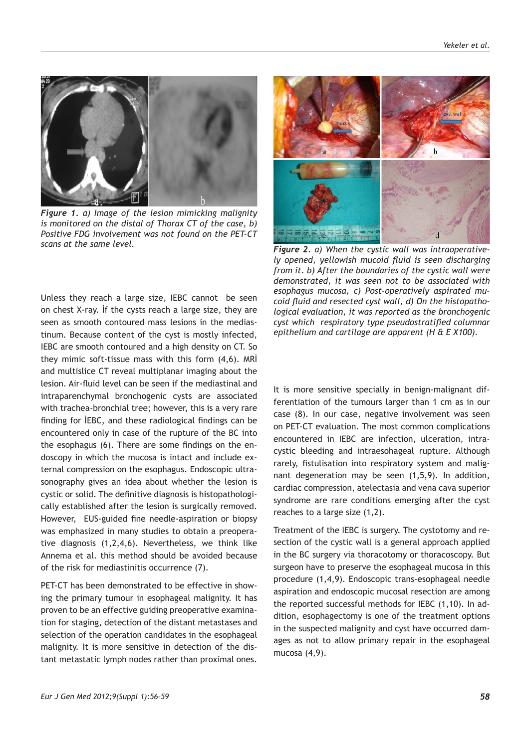*Figure 1. a) Image of the lesion mimicking malignity is monitored on the distal of Thorax CT of the case, b) Positive FDG involvement was not found on the PET-CT scans at the same level.*

Unless they reach a large size, IEBC cannot be seen on chest X-ray. İf the cysts reach a large size, they are seen as smooth contoured mass lesions in the mediastinum. Because content of the cyst is mostly infected, IEBC are smooth contoured and a high density on CT. So they mimic soft-tissue mass with this form (4,6). MRİ and multislice CT reveal multiplanar imaging about the lesion. Air-fluid level can be seen if the mediastinal and intraparenchymal bronchogenic cysts are associated with trachea-bronchial tree; however, this is a very rare finding for İEBC, and these radiological findings can be encountered only in case of the rupture of the BC into the esophagus (6). There are some findings on the endoscopy in which the mucosa is intact and include external compression on the esophagus. Endoscopic ultrasonography gives an idea about whether the lesion is cystic or solid. The definitive diagnosis is histopathologically established after the lesion is surgically removed. However, EUS-guided fine needle-aspiration or biopsy was emphasized in many studies to obtain a preoperative diagnosis (1,2,4,6). Nevertheless, we think like Annema et al. this method should be avoided because of the risk for mediastinitis occurrence (7).

PET-CT has been demonstrated to be effective in showing the primary tumour in esophageal malignity. It has proven to be an effective guiding preoperative examination for staging, detection of the distant metastases and selection of the operation candidates in the esophageal malignity. It is more sensitive in detection of the distant metastatic lymph nodes rather than proximal ones.

*Figure 2. a) When the cystic wall was intraoperatively opened, yellowish mucoid fluid is seen discharging from it. b) After the boundaries of the cystic wall were demonstrated, it was seen not to be associated with esophagus mucosa, c) Post-operatively aspirated mucoid fluid and resected cyst wall, d) On the histopathological evaluation, it was reported as the bronchogenic cyst which respiratory type pseudostratified columnar epithelium and cartilage are apparent (H & E X100).*

It is more sensitive specially in benign-malignant differentiation of the tumours larger than 1 cm as in our case (8). In our case, negative involvement was seen on PET-CT evaluation. The most common complications encountered in IEBC are infection, ulceration, intracystic bleeding and intraesophageal rupture. Although rarely, fistulisation into respiratory system and malignant degeneration may be seen (1,5,9). In addition, cardiac compression, atelectasia and vena cava superior syndrome are rare conditions emerging after the cyst reaches to a large size (1,2).

Treatment of the IEBC is surgery. The cystotomy and resection of the cystic wall is a general approach applied in the BC surgery via thoracotomy or thoracoscopy. But surgeon have to preserve the esophageal mucosa in this procedure (1,4,9). Endoscopic trans-esophageal needle aspiration and endoscopic mucosal resection are among the reported successful methods for IEBC (1,10). In addition, esophagectomy is one of the treatment options in the suspected malignity and cyst have occurred damages as not to allow primary repair in the esophageal mucosa (4,9).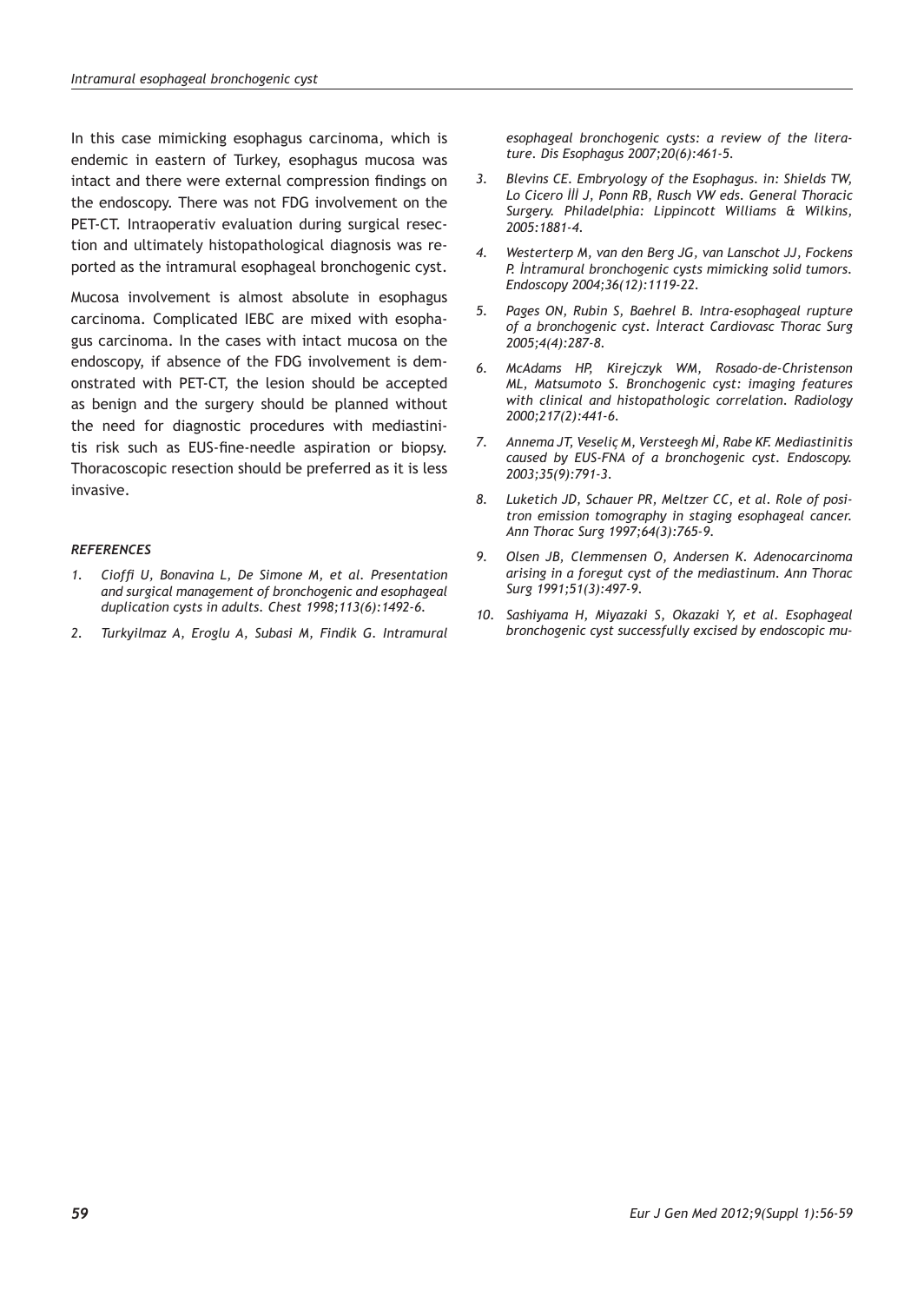In this case mimicking esophagus carcinoma, which is endemic in eastern of Turkey, esophagus mucosa was intact and there were external compression findings on the endoscopy. There was not FDG involvement on the PET-CT. Intraoperativ evaluation during surgical resection and ultimately histopathological diagnosis was reported as the intramural esophageal bronchogenic cyst.

Mucosa involvement is almost absolute in esophagus carcinoma. Complicated IEBC are mixed with esophagus carcinoma. In the cases with intact mucosa on the endoscopy, if absence of the FDG involvement is demonstrated with PET-CT, the lesion should be accepted as benign and the surgery should be planned without the need for diagnostic procedures with mediastinitis risk such as EUS-fine-needle aspiration or biopsy. Thoracoscopic resection should be preferred as it is less invasive.

### *REFERENCES*

1. *Cioffi U, Bonavina L, De Simone M, et al. Presentation and surgical management of bronchogenic and esophageal duplication cysts in adults. Chest 1998;113(6):1492-6.*
2. *Turkyilmaz A, Eroglu A, Subasi M, Findik G. Intramural esophageal bronchogenic cysts: a review of the literature. Dis Esophagus 2007;20(6):461-5.*
3. *Blevins CE. Embryology of the Esophagus. in: Shields TW, Lo Cicero İİİ J, Ponn RB, Rusch VW eds. General Thoracic Surgery. Philadelphia: Lippincott Williams & Wilkins, 2005:1881-4.*
4. *Westerterp M, van den Berg JG, van Lanschot JJ, Fockens P. İntramural bronchogenic cysts mimicking solid tumors. Endoscopy 2004;36(12):1119-22.*
5. *Pages ON, Rubin S, Baehrel B. Intra-esophageal rupture of a bronchogenic cyst. İnteract Cardiovasc Thorac Surg 2005;4(4):287-8.*
6. *McAdams HP, Kirejczyk WM, Rosado-de-Christenson ML, Matsumoto S. Bronchogenic cyst: imaging features with clinical and histopathologic correlation. Radiology 2000;217(2):441-6.*
7. *Annema JT, Veseliç M, Versteegh Mİ, Rabe KF. Mediastinitis caused by EUS-FNA of a bronchogenic cyst. Endoscopy. 2003;35(9):791-3.*
8. *Luketich JD, Schauer PR, Meltzer CC, et al. Role of positron emission tomography in staging esophageal cancer. Ann Thorac Surg 1997;64(3):765-9.*
9. *Olsen JB, Clemmensen O, Andersen K. Adenocarcinoma arising in a foregut cyst of the mediastinum. Ann Thorac Surg 1991;51(3):497-9.*
10. *Sashiyama H, Miyazaki S, Okazaki Y, et al. Esophageal bronchogenic cyst successfully excised by endoscopic mu-*